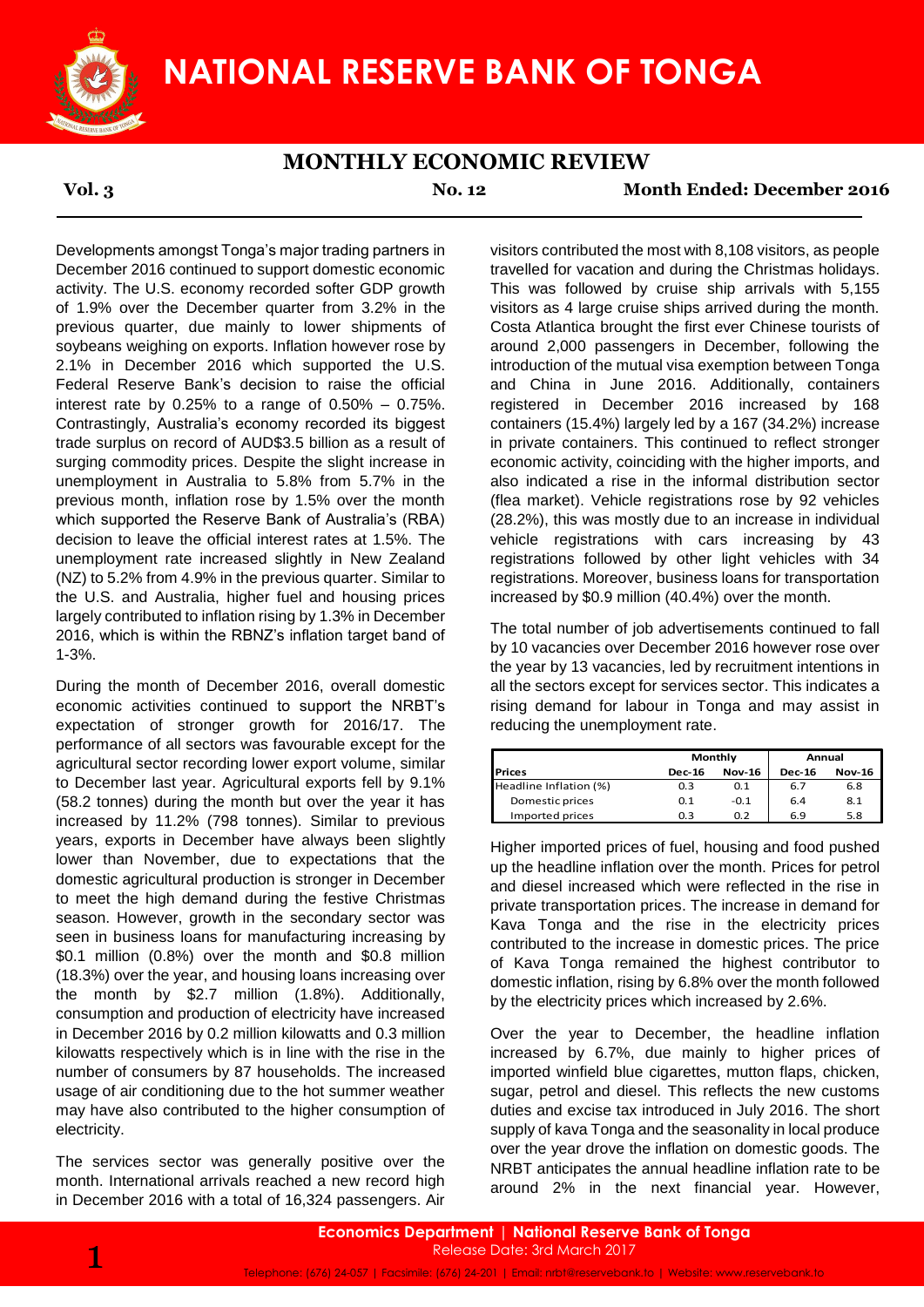# NATIONAL RESERVE BANK OF TONGA

## MONTHLY ECONOMIC REVIEW

**Vol. 3** **No. 12** **Month Ended: December 2016**

Developments amongst Tonga's major trading partners in December 2016 continued to support domestic economic activity. The U.S. economy recorded softer GDP growth of 1.9% over the December quarter from 3.2% in the previous quarter, due mainly to lower shipments of soybeans weighing on exports. Inflation however rose by 2.1% in December 2016 which supported the U.S. Federal Reserve Bank's decision to raise the official interest rate by 0.25% to a range of 0.50% – 0.75%. Contrastingly, Australia's economy recorded its biggest trade surplus on record of AUD$3.5 billion as a result of surging commodity prices. Despite the slight increase in unemployment in Australia to 5.8% from 5.7% in the previous month, inflation rose by 1.5% over the month which supported the Reserve Bank of Australia's (RBA) decision to leave the official interest rates at 1.5%. The unemployment rate increased slightly in New Zealand (NZ) to 5.2% from 4.9% in the previous quarter. Similar to the U.S. and Australia, higher fuel and housing prices largely contributed to inflation rising by 1.3% in December 2016, which is within the RBNZ's inflation target band of 1-3%.

During the month of December 2016, overall domestic economic activities continued to support the NRBT's expectation of stronger growth for 2016/17. The performance of all sectors was favourable except for the agricultural sector recording lower export volume, similar to December last year. Agricultural exports fell by 9.1% (58.2 tonnes) during the month but over the year it has increased by 11.2% (798 tonnes). Similar to previous years, exports in December have always been slightly lower than November, due to expectations that the domestic agricultural production is stronger in December to meet the high demand during the festive Christmas season. However, growth in the secondary sector was seen in business loans for manufacturing increasing by $0.1 million (0.8%) over the month and $0.8 million (18.3%) over the year, and housing loans increasing over the month by $2.7 million (1.8%). Additionally, consumption and production of electricity have increased in December 2016 by 0.2 million kilowatts and 0.3 million kilowatts respectively which is in line with the rise in the number of consumers by 87 households. The increased usage of air conditioning due to the hot summer weather may have also contributed to the higher consumption of electricity.

The services sector was generally positive over the month. International arrivals reached a new record high in December 2016 with a total of 16,324 passengers. Air visitors contributed the most with 8,108 visitors, as people travelled for vacation and during the Christmas holidays. This was followed by cruise ship arrivals with 5,155 visitors as 4 large cruise ships arrived during the month. Costa Atlantica brought the first ever Chinese tourists of around 2,000 passengers in December, following the introduction of the mutual visa exemption between Tonga and China in June 2016. Additionally, containers registered in December 2016 increased by 168 containers (15.4%) largely led by a 167 (34.2%) increase in private containers. This continued to reflect stronger economic activity, coinciding with the higher imports, and also indicated a rise in the informal distribution sector (flea market). Vehicle registrations rose by 92 vehicles (28.2%), this was mostly due to an increase in individual vehicle registrations with cars increasing by 43 registrations followed by other light vehicles with 34 registrations. Moreover, business loans for transportation increased by $0.9 million (40.4%) over the month.

The total number of job advertisements continued to fall by 10 vacancies over December 2016 however rose over the year by 13 vacancies, led by recruitment intentions in all the sectors except for services sector. This indicates a rising demand for labour in Tonga and may assist in reducing the unemployment rate.

| | Monthly | | Annual | |
|---|---|---|---|---|
| **Prices** | **Dec-16** | **Nov-16** | **Dec-16** | **Nov-16** |
| Headline Inflation (%) | 0.3 | 0.1 | 6.7 | 6.8 |
| Domestic prices | 0.1 | -0.1 | 6.4 | 8.1 |
| Imported prices | 0.3 | 0.2 | 6.9 | 5.8 |

Higher imported prices of fuel, housing and food pushed up the headline inflation over the month. Prices for petrol and diesel increased which were reflected in the rise in private transportation prices. The increase in demand for Kava Tonga and the rise in the electricity prices contributed to the increase in domestic prices. The price of Kava Tonga remained the highest contributor to domestic inflation, rising by 6.8% over the month followed by the electricity prices which increased by 2.6%.

Over the year to December, the headline inflation increased by 6.7%, due mainly to higher prices of imported winfield blue cigarettes, mutton flaps, chicken, sugar, petrol and diesel. This reflects the new customs duties and excise tax introduced in July 2016. The short supply of kava Tonga and the seasonality in local produce over the year drove the inflation on domestic goods. The NRBT anticipates the annual headline inflation rate to be around 2% in the next financial year. However,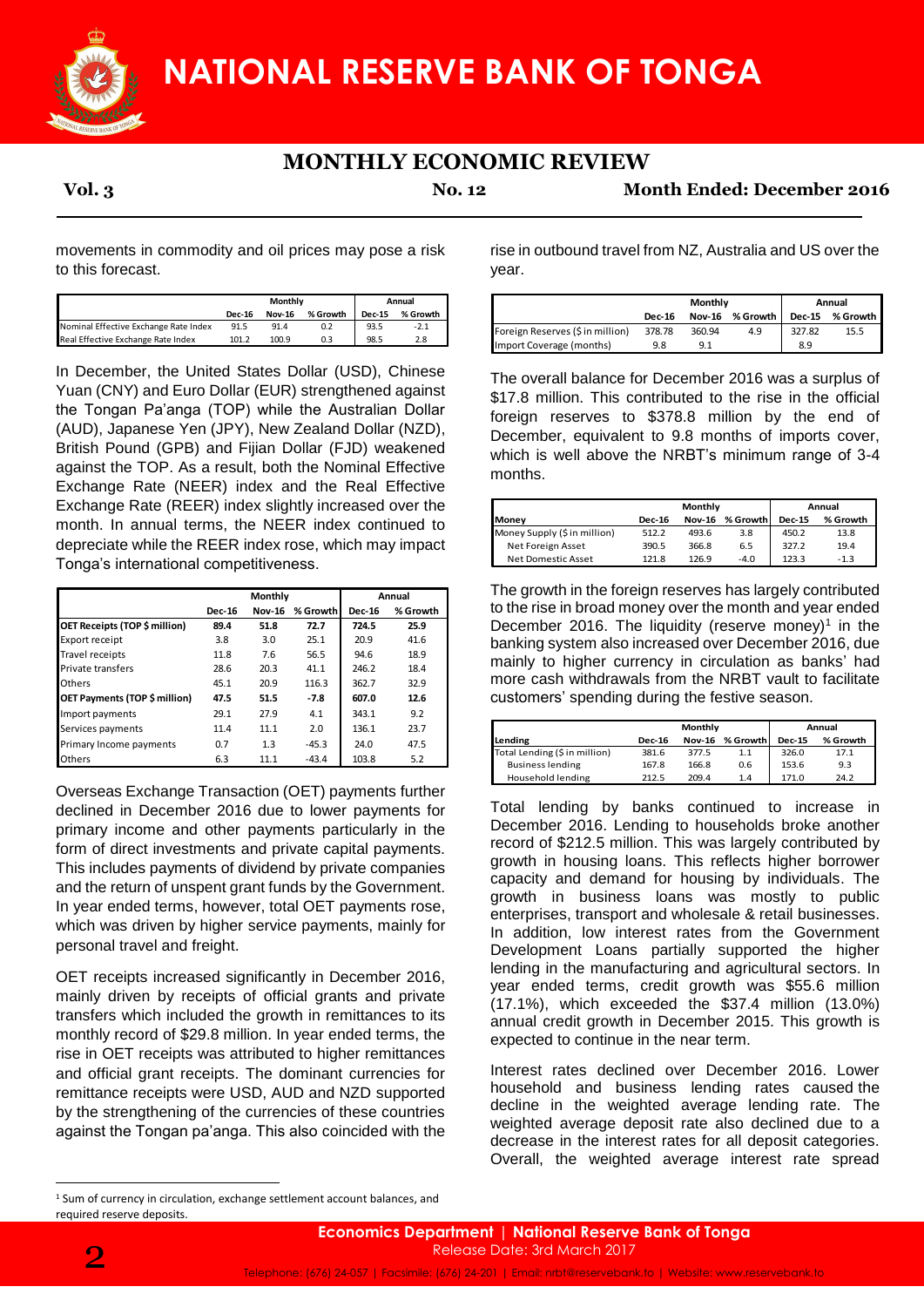movements in commodity and oil prices may pose a risk to this forecast.

| | Monthly | | | Annual | |
|---|---|---|---|---|---|
| | Dec-16 | Nov-16 | % Growth | Dec-15 | % Growth |
| Nominal Effective Exchange Rate Index | 91.5 | 91.4 | 0.2 | 93.5 | -2.1 |
| Real Effective Exchange Rate Index | 101.2 | 100.9 | 0.3 | 98.5 | 2.8 |

In December, the United States Dollar (USD), Chinese Yuan (CNY) and Euro Dollar (EUR) strengthened against the Tongan Pa'anga (TOP) while the Australian Dollar (AUD), Japanese Yen (JPY), New Zealand Dollar (NZD), British Pound (GPB) and Fijian Dollar (FJD) weakened against the TOP. As a result, both the Nominal Effective Exchange Rate (NEER) index and the Real Effective Exchange Rate (REER) index slightly increased over the month. In annual terms, the NEER index continued to depreciate while the REER index rose, which may impact Tonga's international competitiveness.

| | Monthly | | | Annual | |
|---|---|---|---|---|---|
| | Dec-16 | Nov-16 | % Growth | Dec-16 | % Growth |
| **OET Receipts (TOP $ million)** | **89.4** | **51.8** | **72.7** | **724.5** | **25.9** |
| Export receipt | 3.8 | 3.0 | 25.1 | 20.9 | 41.6 |
| Travel receipts | 11.8 | 7.6 | 56.5 | 94.6 | 18.9 |
| Private transfers | 28.6 | 20.3 | 41.1 | 246.2 | 18.4 |
| Others | 45.1 | 20.9 | 116.3 | 362.7 | 32.9 |
| **OET Payments (TOP $ million)** | **47.5** | **51.5** | **-7.8** | **607.0** | **12.6** |
| Import payments | 29.1 | 27.9 | 4.1 | 343.1 | 9.2 |
| Services payments | 11.4 | 11.1 | 2.0 | 136.1 | 23.7 |
| Primary Income payments | 0.7 | 1.3 | -45.3 | 24.0 | 47.5 |
| Others | 6.3 | 11.1 | -43.4 | 103.8 | 5.2 |

Overseas Exchange Transaction (OET) payments further declined in December 2016 due to lower payments for primary income and other payments particularly in the form of direct investments and private capital payments. This includes payments of dividend by private companies and the return of unspent grant funds by the Government. In year ended terms, however, total OET payments rose, which was driven by higher service payments, mainly for personal travel and freight.

OET receipts increased significantly in December 2016, mainly driven by receipts of official grants and private transfers which included the growth in remittances to its monthly record of $29.8 million. In year ended terms, the rise in OET receipts was attributed to higher remittances and official grant receipts. The dominant currencies for remittance receipts were USD, AUD and NZD supported by the strengthening of the currencies of these countries against the Tongan pa'anga. This also coincided with the rise in outbound travel from NZ, Australia and US over the year.

| | Monthly | | | Annual | |
|---|---|---|---|---|---|
| | Dec-16 | Nov-16 | % Growth | Dec-15 | % Growth |
| Foreign Reserves ($ in million) | 378.78 | 360.94 | 4.9 | 327.82 | 15.5 |
| Import Coverage (months) | 9.8 | 9.1 | | 8.9 | |

The overall balance for December 2016 was a surplus of $17.8 million. This contributed to the rise in the official foreign reserves to $378.8 million by the end of December, equivalent to 9.8 months of imports cover, which is well above the NRBT's minimum range of 3-4 months.

| | Monthly | | | Annual | |
|---|---|---|---|---|---|
| **Money** | **Dec-16** | **Nov-16** | **% Growth** | **Dec-15** | **% Growth** |
| Money Supply ($ in million) | 512.2 | 493.6 | 3.8 | 450.2 | 13.8 |
| Net Foreign Asset | 390.5 | 366.8 | 6.5 | 327.2 | 19.4 |
| Net Domestic Asset | 121.8 | 126.9 | -4.0 | 123.3 | -1.3 |

The growth in the foreign reserves has largely contributed to the rise in broad money over the month and year ended December 2016. The liquidity (reserve money)[1] in the banking system also increased over December 2016, due mainly to higher currency in circulation as banks' had more cash withdrawals from the NRBT vault to facilitate customers' spending during the festive season.

| | Monthly | | | Annual | |
|---|---|---|---|---|---|
| **Lending** | **Dec-16** | **Nov-16** | **% Growth** | **Dec-15** | **% Growth** |
| Total Lending ($ in million) | 381.6 | 377.5 | 1.1 | 326.0 | 17.1 |
| Business lending | 167.8 | 166.8 | 0.6 | 153.6 | 9.3 |
| Household lending | 212.5 | 209.4 | 1.4 | 171.0 | 24.2 |

Total lending by banks continued to increase in December 2016. Lending to households broke another record of $212.5 million. This was largely contributed by growth in housing loans. This reflects higher borrower capacity and demand for housing by individuals. The growth in business loans was mostly to public enterprises, transport and wholesale & retail businesses. In addition, low interest rates from the Government Development Loans partially supported the higher lending in the manufacturing and agricultural sectors. In year ended terms, credit growth was $55.6 million (17.1%), which exceeded the $37.4 million (13.0%) annual credit growth in December 2015. This growth is expected to continue in the near term.

Interest rates declined over December 2016. Lower household and business lending rates caused the decline in the weighted average lending rate. The weighted average deposit rate also declined due to a decrease in the interest rates for all deposit categories. Overall, the weighted average interest rate spread

[1] Sum of currency in circulation, exchange settlement account balances, and required reserve deposits.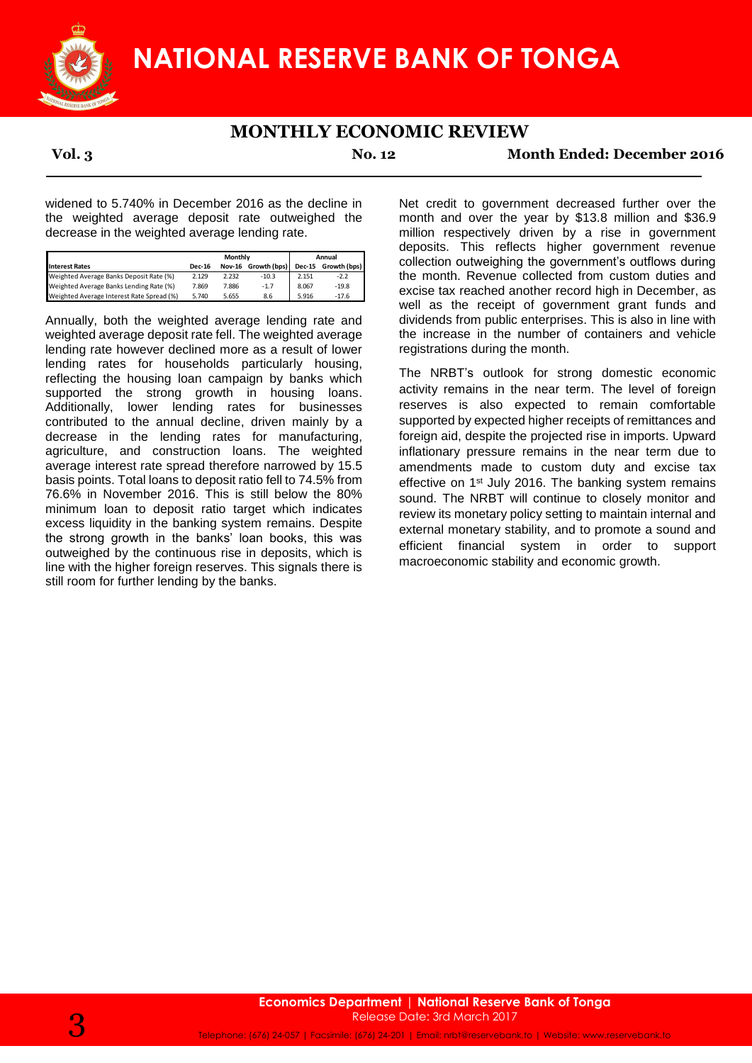widened to 5.740% in December 2016 as the decline in the weighted average deposit rate outweighed the decrease in the weighted average lending rate.

| Interest Rates | Monthly | | | Annual | |
|---|---|---|---|---|---|
| | Dec-16 | Nov-16 | Growth (bps) | Dec-15 | Growth (bps) |
| Weighted Average Banks Deposit Rate (%) | 2.129 | 2.232 | -10.3 | 2.151 | -2.2 |
| Weighted Average Banks Lending Rate (%) | 7.869 | 7.886 | -1.7 | 8.067 | -19.8 |
| Weighted Average Interest Rate Spread (%) | 5.740 | 5.655 | 8.6 | 5.916 | -17.6 |

Annually, both the weighted average lending rate and weighted average deposit rate fell. The weighted average lending rate however declined more as a result of lower lending rates for households particularly housing, reflecting the housing loan campaign by banks which supported the strong growth in housing loans. Additionally, lower lending rates for businesses contributed to the annual decline, driven mainly by a decrease in the lending rates for manufacturing, agriculture, and construction loans. The weighted average interest rate spread therefore narrowed by 15.5 basis points. Total loans to deposit ratio fell to 74.5% from 76.6% in November 2016. This is still below the 80% minimum loan to deposit ratio target which indicates excess liquidity in the banking system remains. Despite the strong growth in the banks' loan books, this was outweighed by the continuous rise in deposits, which is line with the higher foreign reserves. This signals there is still room for further lending by the banks.

Net credit to government decreased further over the month and over the year by $13.8 million and $36.9 million respectively driven by a rise in government deposits. This reflects higher government revenue collection outweighing the government's outflows during the month. Revenue collected from custom duties and excise tax reached another record high in December, as well as the receipt of government grant funds and dividends from public enterprises. This is also in line with the increase in the number of containers and vehicle registrations during the month.

The NRBT's outlook for strong domestic economic activity remains in the near term. The level of foreign reserves is also expected to remain comfortable supported by expected higher receipts of remittances and foreign aid, despite the projected rise in imports. Upward inflationary pressure remains in the near term due to amendments made to custom duty and excise tax effective on 1st July 2016. The banking system remains sound. The NRBT will continue to closely monitor and review its monetary policy setting to maintain internal and external monetary stability, and to promote a sound and efficient financial system in order to support macroeconomic stability and economic growth.